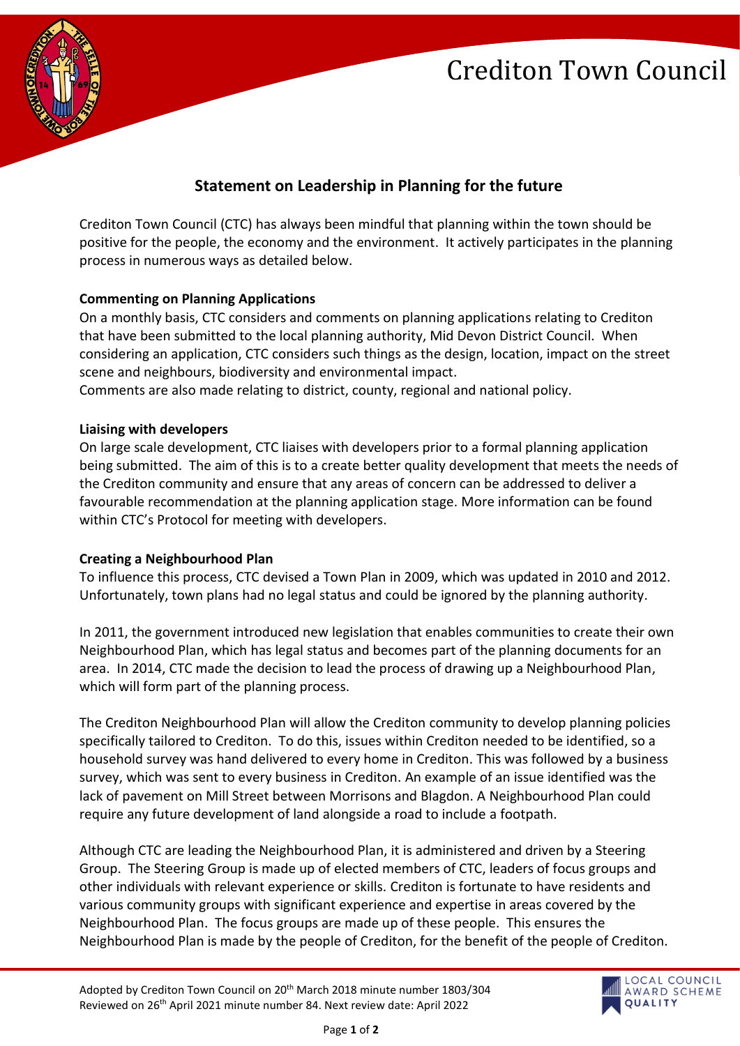# Crediton Town Council

## Statement on Leadership in Planning for the future

Crediton Town Council (CTC) has always been mindful that planning within the town should be positive for the people, the economy and the environment. It actively participates in the planning process in numerous ways as detailed below.

**Commenting on Planning Applications**

On a monthly basis, CTC considers and comments on planning applications relating to Crediton that have been submitted to the local planning authority, Mid Devon District Council. When considering an application, CTC considers such things as the design, location, impact on the street scene and neighbours, biodiversity and environmental impact.
Comments are also made relating to district, county, regional and national policy.

**Liaising with developers**

On large scale development, CTC liaises with developers prior to a formal planning application being submitted. The aim of this is to a create better quality development that meets the needs of the Crediton community and ensure that any areas of concern can be addressed to deliver a favourable recommendation at the planning application stage. More information can be found within CTC's Protocol for meeting with developers.

**Creating a Neighbourhood Plan**

To influence this process, CTC devised a Town Plan in 2009, which was updated in 2010 and 2012. Unfortunately, town plans had no legal status and could be ignored by the planning authority.

In 2011, the government introduced new legislation that enables communities to create their own Neighbourhood Plan, which has legal status and becomes part of the planning documents for an area. In 2014, CTC made the decision to lead the process of drawing up a Neighbourhood Plan, which will form part of the planning process.

The Crediton Neighbourhood Plan will allow the Crediton community to develop planning policies specifically tailored to Crediton. To do this, issues within Crediton needed to be identified, so a household survey was hand delivered to every home in Crediton. This was followed by a business survey, which was sent to every business in Crediton. An example of an issue identified was the lack of pavement on Mill Street between Morrisons and Blagdon. A Neighbourhood Plan could require any future development of land alongside a road to include a footpath.

Although CTC are leading the Neighbourhood Plan, it is administered and driven by a Steering Group. The Steering Group is made up of elected members of CTC, leaders of focus groups and other individuals with relevant experience or skills. Crediton is fortunate to have residents and various community groups with significant experience and expertise in areas covered by the Neighbourhood Plan. The focus groups are made up of these people. This ensures the Neighbourhood Plan is made by the people of Crediton, for the benefit of the people of Crediton.

Adopted by Crediton Town Council on 20th March 2018 minute number 1803/304
Reviewed on 26th April 2021 minute number 84. Next review date: April 2022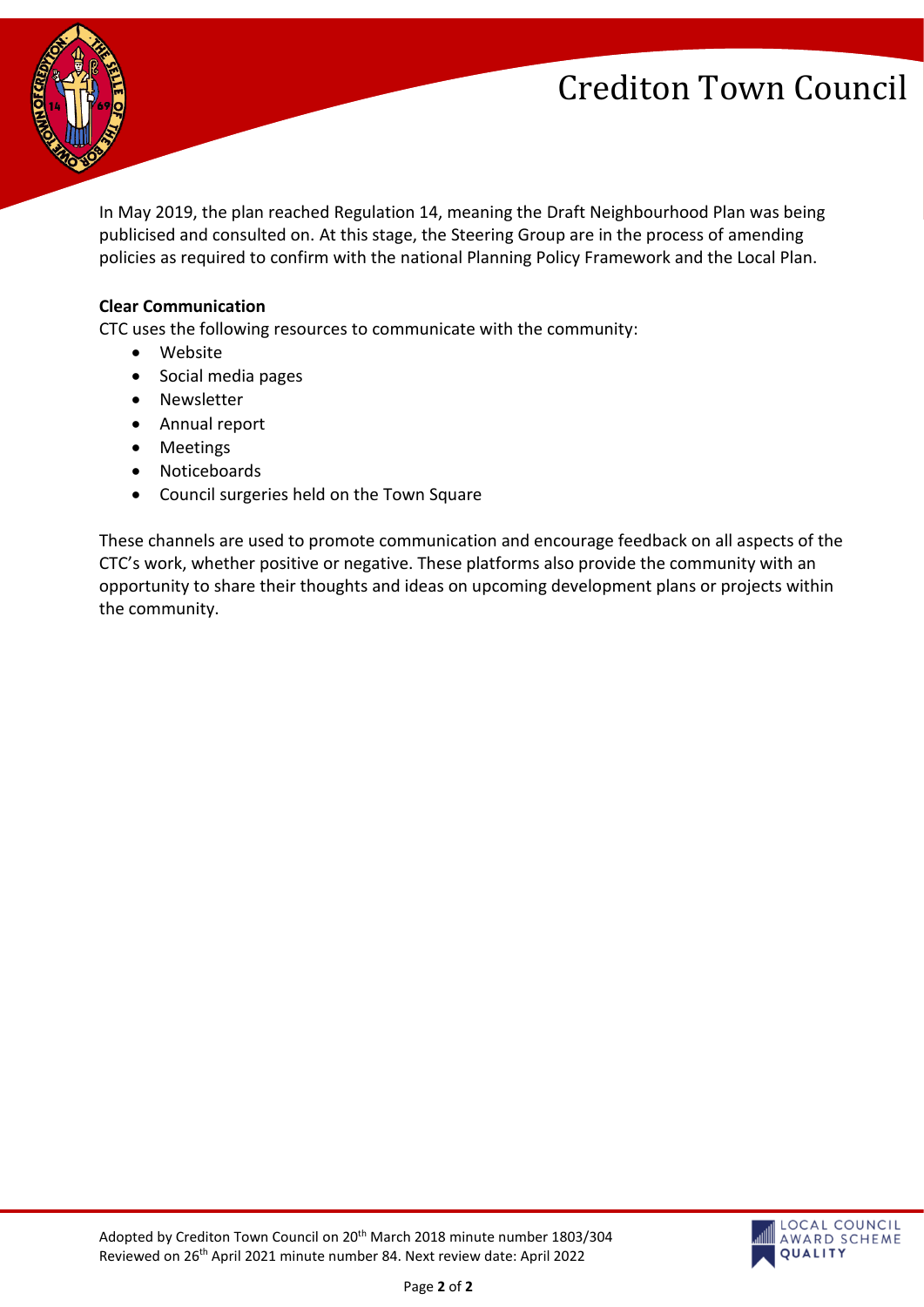In May 2019, the plan reached Regulation 14, meaning the Draft Neighbourhood Plan was being publicised and consulted on. At this stage, the Steering Group are in the process of amending policies as required to confirm with the national Planning Policy Framework and the Local Plan.

**Clear Communication**

CTC uses the following resources to communicate with the community:

- Website
- Social media pages
- Newsletter
- Annual report
- Meetings
- Noticeboards
- Council surgeries held on the Town Square

These channels are used to promote communication and encourage feedback on all aspects of the CTC's work, whether positive or negative. These platforms also provide the community with an opportunity to share their thoughts and ideas on upcoming development plans or projects within the community.

Adopted by Crediton Town Council on 20th March 2018 minute number 1803/304
Reviewed on 26th April 2021 minute number 84. Next review date: April 2022